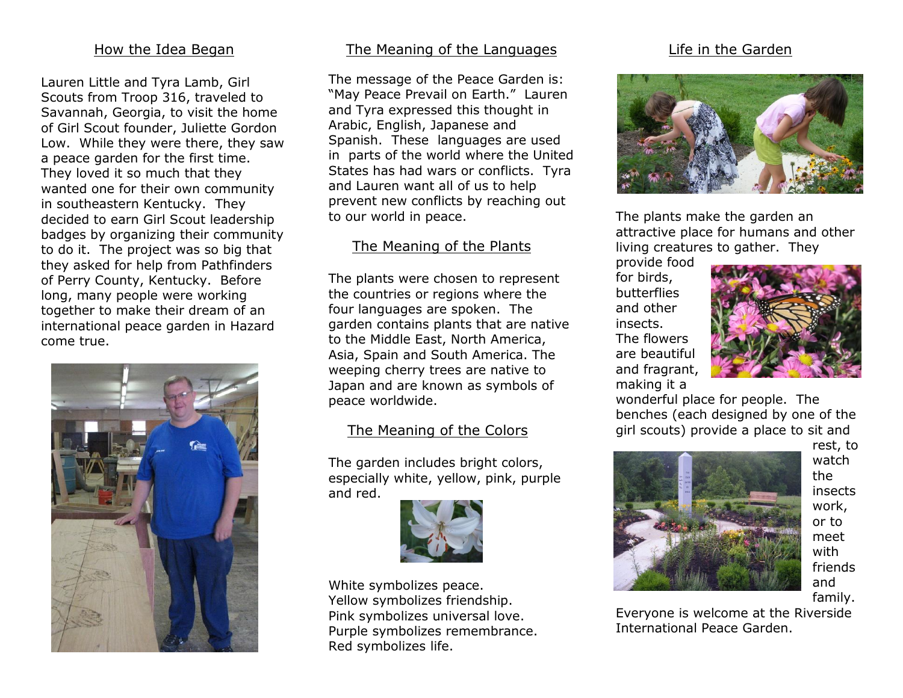## How the Idea Began

Lauren Little and Tyra Lamb, Girl Scouts from Troop 316, traveled to Savannah, Georgia, to visit the home of Girl Scout founder, Juliette Gordon Low. While they were there, they saw a peace garden for the first time. They loved it so much that they wanted one for their own community in southeastern Kentucky. They decided to earn Girl Scout leadership badges by organizing their community to do it. The project was so big that they asked for help from Pathfinders of Perry County, Kentucky. Before long, many people were working together to make their dream of an international peace garden in Hazard come true.

## The Meaning of the Languages

The message of the Peace Garden is: "May Peace Prevail on Earth." Lauren and Tyra expressed this thought in Arabic, English, Japanese and Spanish. These languages are used in parts of the world where the United States has had wars or conflicts. Tyra and Lauren want all of us to help prevent new conflicts by reaching out to our world in peace.

## The Meaning of the Plants

The plants were chosen to represent the countries or regions where the four languages are spoken. The garden contains plants that are native to the Middle East, North America, Asia, Spain and South America. The weeping cherry trees are native to Japan and are known as symbols of peace worldwide.

## The Meaning of the Colors

The garden includes bright colors, especially white, yellow, pink, purple and red.

White symbolizes peace.
Yellow symbolizes friendship.
Pink symbolizes universal love.
Purple symbolizes remembrance.
Red symbolizes life.

## Life in the Garden

The plants make the garden an attractive place for humans and other living creatures to gather. They provide food for birds, butterflies and other insects. The flowers are beautiful and fragrant, making it a wonderful place for people. The benches (each designed by one of the girl scouts) provide a place to sit and rest, to watch the insects work, or to meet with friends and family.

Everyone is welcome at the Riverside International Peace Garden.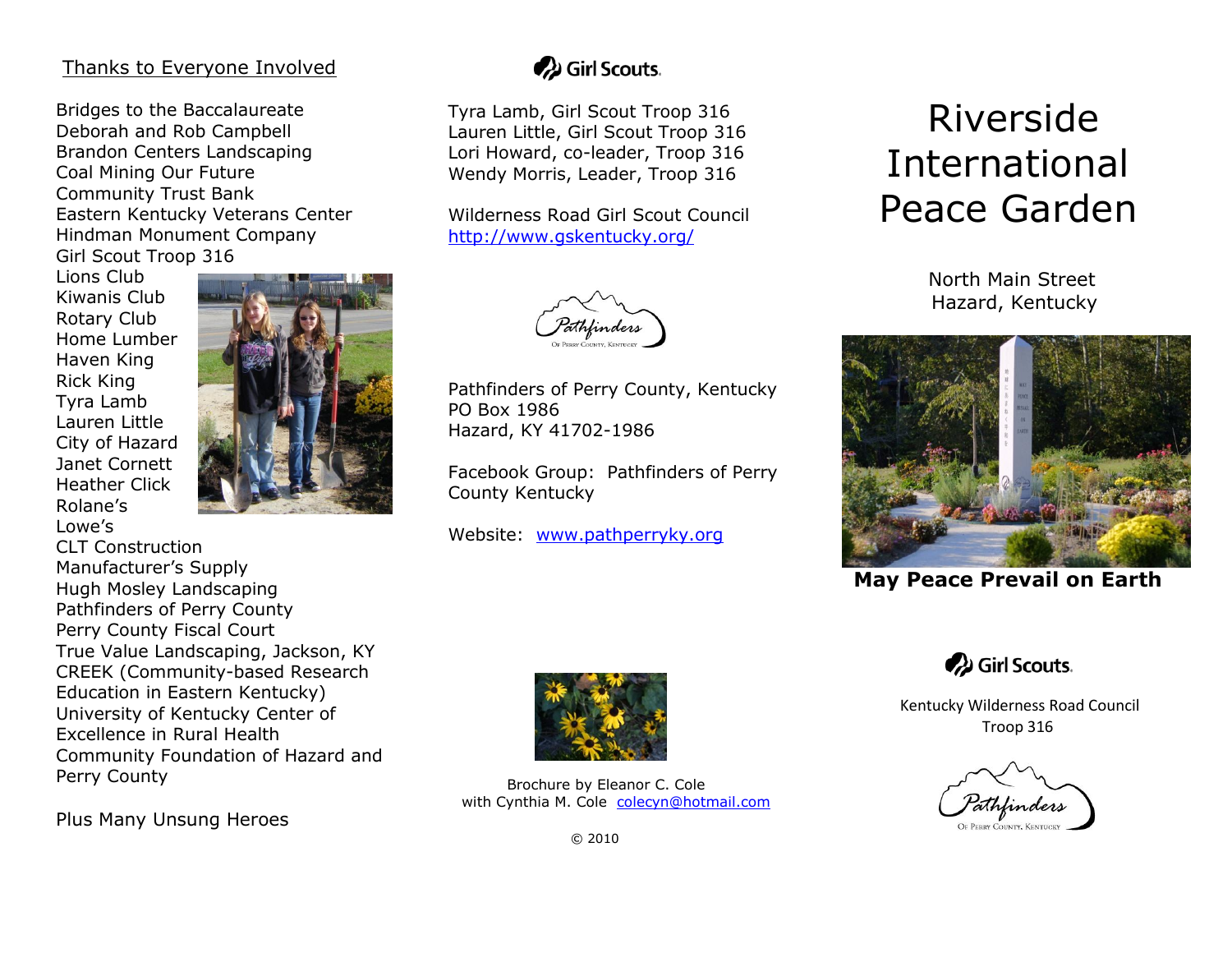## Thanks to Everyone Involved

Bridges to the Baccalaureate
Deborah and Rob Campbell
Brandon Centers Landscaping
Coal Mining Our Future
Community Trust Bank
Eastern Kentucky Veterans Center
Hindman Monument Company
Girl Scout Troop 316
Lions Club
Kiwanis Club
Rotary Club
Home Lumber
Haven King
Rick King
Tyra Lamb
Lauren Little
City of Hazard
Janet Cornett
Heather Click
Rolane's
Lowe's
CLT Construction
Manufacturer's Supply
Hugh Mosley Landscaping
Pathfinders of Perry County
Perry County Fiscal Court
True Value Landscaping, Jackson, KY
CREEK (Community-based Research Education in Eastern Kentucky)
University of Kentucky Center of Excellence in Rural Health
Community Foundation of Hazard and Perry County

Plus Many Unsung Heroes

Girl Scouts

Tyra Lamb, Girl Scout Troop 316
Lauren Little, Girl Scout Troop 316
Lori Howard, co-leader, Troop 316
Wendy Morris, Leader, Troop 316

Wilderness Road Girl Scout Council
http://www.gskentucky.org/

Pathfinders of Perry County, Kentucky

Pathfinders of Perry County, Kentucky
PO Box 1986
Hazard, KY 41702-1986

Facebook Group: Pathfinders of Perry County Kentucky

Website: www.pathperryky.org

Brochure by Eleanor C. Cole
with Cynthia M. Cole colecyn@hotmail.com

© 2010

# Riverside International Peace Garden

North Main Street
Hazard, Kentucky

**May Peace Prevail on Earth**

Girl Scouts

Kentucky Wilderness Road Council
Troop 316

Pathfinders of Perry County, Kentucky